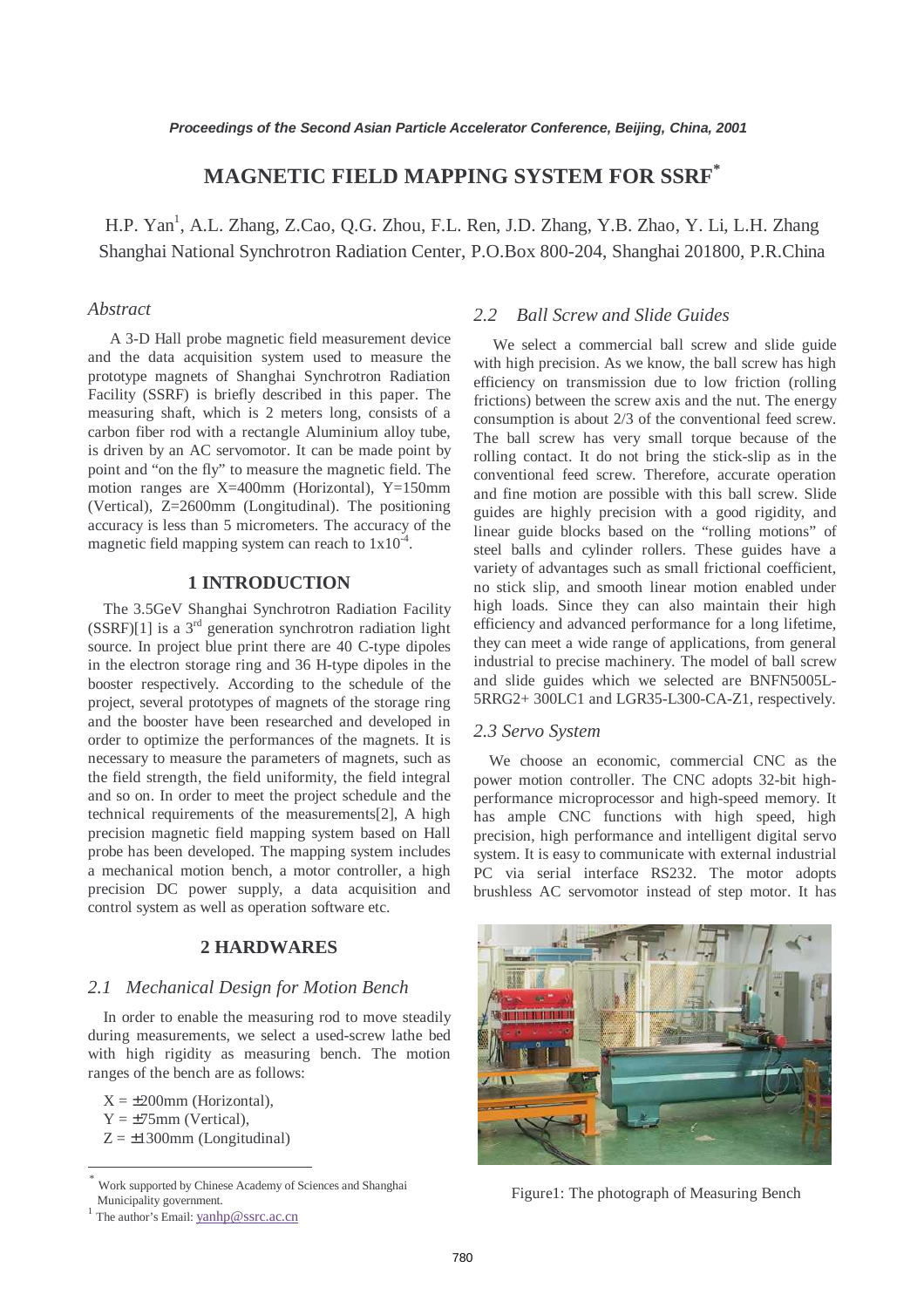# MAGNETIC FIELD MAPPING SYSTEM FOR SSRF*

H.P. Yan[1], A.L. Zhang, Z.Cao, Q.G. Zhou, F.L. Ren, J.D. Zhang, Y.B. Zhao, Y. Li, L.H. Zhang
Shanghai National Synchrotron Radiation Center, P.O.Box 800-204, Shanghai 201800, P.R.China

*Abstract*

A 3-D Hall probe magnetic field measurement device and the data acquisition system used to measure the prototype magnets of Shanghai Synchrotron Radiation Facility (SSRF) is briefly described in this paper. The measuring shaft, which is 2 meters long, consists of a carbon fiber rod with a rectangle Aluminium alloy tube, is driven by an AC servomotor. It can be made point by point and "on the fly" to measure the magnetic field. The motion ranges are X=400mm (Horizontal), Y=150mm (Vertical), Z=2600mm (Longitudinal). The positioning accuracy is less than 5 micrometers. The accuracy of the magnetic field mapping system can reach to $1x10^{-4}$.

## 1 INTRODUCTION

The 3.5GeV Shanghai Synchrotron Radiation Facility (SSRF)[1] is a 3rd generation synchrotron radiation light source. In project blue print there are 40 C-type dipoles in the electron storage ring and 36 H-type dipoles in the booster respectively. According to the schedule of the project, several prototypes of magnets of the storage ring and the booster have been researched and developed in order to optimize the performances of the magnets. It is necessary to measure the parameters of magnets, such as the field strength, the field uniformity, the field integral and so on. In order to meet the project schedule and the technical requirements of the measurements[2], A high precision magnetic field mapping system based on Hall probe has been developed. The mapping system includes a mechanical motion bench, a motor controller, a high precision DC power supply, a data acquisition and control system as well as operation software etc.

## 2 HARDWARES

### *2.1 Mechanical Design for Motion Bench*

In order to enable the measuring rod to move steadily during measurements, we select a used-screw lathe bed with high rigidity as measuring bench. The motion ranges of the bench are as follows:

X = ±200mm (Horizontal),
Y = ±75mm (Vertical),
Z = ±1300mm (Longitudinal)

### *2.2 Ball Screw and Slide Guides*

We select a commercial ball screw and slide guide with high precision. As we know, the ball screw has high efficiency on transmission due to low friction (rolling frictions) between the screw axis and the nut. The energy consumption is about 2/3 of the conventional feed screw. The ball screw has very small torque because of the rolling contact. It do not bring the stick-slip as in the conventional feed screw. Therefore, accurate operation and fine motion are possible with this ball screw. Slide guides are highly precision with a good rigidity, and linear guide blocks based on the "rolling motions" of steel balls and cylinder rollers. These guides have a variety of advantages such as small frictional coefficient, no stick slip, and smooth linear motion enabled under high loads. Since they can also maintain their high efficiency and advanced performance for a long lifetime, they can meet a wide range of applications, from general industrial to precise machinery. The model of ball screw and slide guides which we selected are BNFN5005L-5RRG2+ 300LC1 and LGR35-L300-CA-Z1, respectively.

### *2.3 Servo System*

We choose an economic, commercial CNC as the power motion controller. The CNC adopts 32-bit high-performance microprocessor and high-speed memory. It has ample CNC functions with high speed, high precision, high performance and intelligent digital servo system. It is easy to communicate with external industrial PC via serial interface RS232. The motor adopts brushless AC servomotor instead of step motor. It has

Figure1: The photograph of Measuring Bench

---

* Work supported by Chinese Academy of Sciences and Shanghai Municipality government.
[1] The author's Email: yanhp@ssrc.ac.cn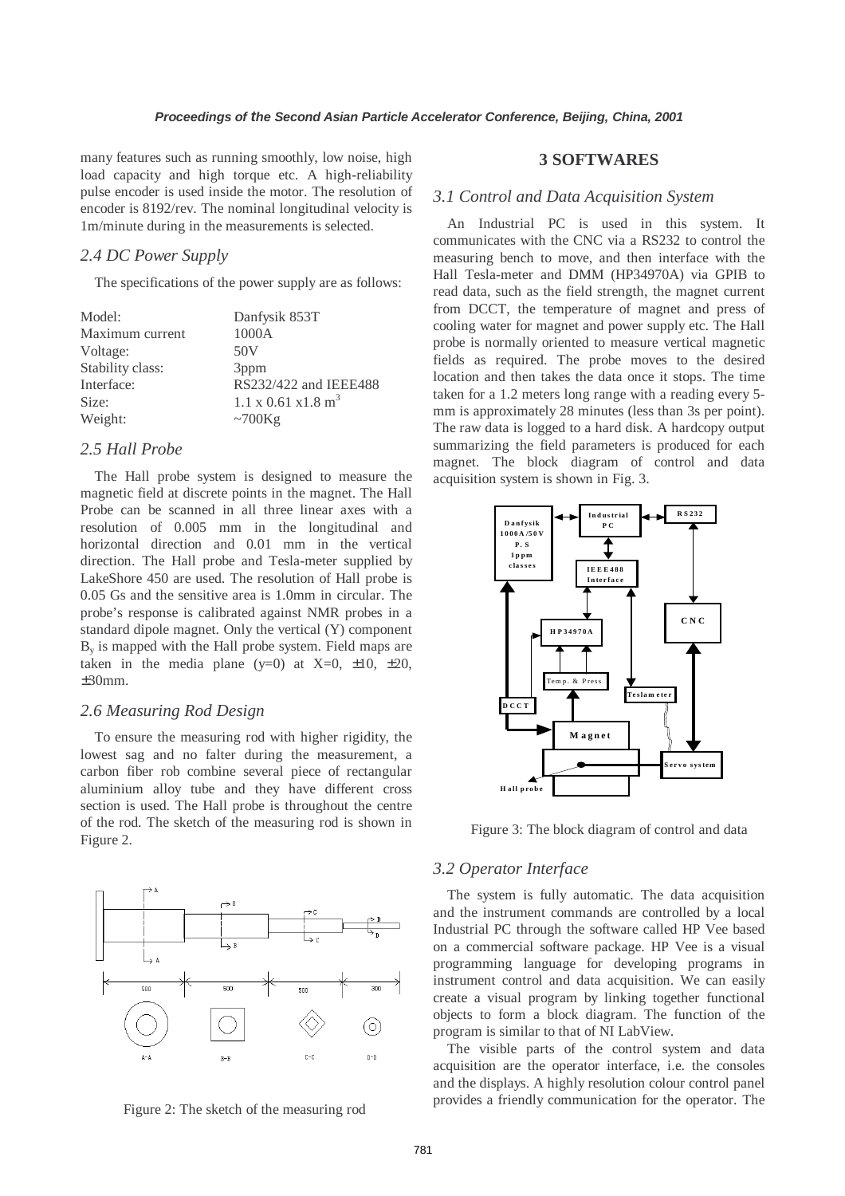many features such as running smoothly, low noise, high load capacity and high torque etc. A high-reliability pulse encoder is used inside the motor. The resolution of encoder is 8192/rev. The nominal longitudinal velocity is 1m/minute during in the measurements is selected.

### 2.4 DC Power Supply

The specifications of the power supply are as follows:

| | |
|---|---|
| Model: | Danfysik 853T |
| Maximum current | 1000A |
| Voltage: | 50V |
| Stability class: | 3ppm |
| Interface: | RS232/422 and IEEE488 |
| Size: | 1.1 x 0.61 x1.8 $m^3$ |
| Weight: | ~700Kg |

### 2.5 Hall Probe

The Hall probe system is designed to measure the magnetic field at discrete points in the magnet. The Hall Probe can be scanned in all three linear axes with a resolution of 0.005 mm in the longitudinal and horizontal direction and 0.01 mm in the vertical direction. The Hall probe and Tesla-meter supplied by LakeShore 450 are used. The resolution of Hall probe is 0.05 Gs and the sensitive area is 1.0mm in circular. The probe's response is calibrated against NMR probes in a standard dipole magnet. Only the vertical (Y) component $B_y$ is mapped with the Hall probe system. Field maps are taken in the media plane (y=0) at X=0, ±10, ±20, ±30mm.

### 2.6 Measuring Rod Design

To ensure the measuring rod with higher rigidity, the lowest sag and no falter during the measurement, a carbon fiber rob combine several piece of rectangular aluminium alloy tube and they have different cross section is used. The Hall probe is throughout the centre of the rod. The sketch of the measuring rod is shown in Figure 2.

Figure 2: The sketch of the measuring rod

## 3 SOFTWARES

### 3.1 Control and Data Acquisition System

An Industrial PC is used in this system. It communicates with the CNC via a RS232 to control the measuring bench to move, and then interface with the Hall Tesla-meter and DMM (HP34970A) via GPIB to read data, such as the field strength, the magnet current from DCCT, the temperature of magnet and press of cooling water for magnet and power supply etc. The Hall probe is normally oriented to measure vertical magnetic fields as required. The probe moves to the desired location and then takes the data once it stops. The time taken for a 1.2 meters long range with a reading every 5-mm is approximately 28 minutes (less than 3s per point). The raw data is logged to a hard disk. A hardcopy output summarizing the field parameters is produced for each magnet. The block diagram of control and data acquisition system is shown in Fig. 3.

Figure 3: The block diagram of control and data

### 3.2 Operator Interface

The system is fully automatic. The data acquisition and the instrument commands are controlled by a local Industrial PC through the software called HP Vee based on a commercial software package. HP Vee is a visual programming language for developing programs in instrument control and data acquisition. We can easily create a visual program by linking together functional objects to form a block diagram. The function of the program is similar to that of NI LabView.

The visible parts of the control system and data acquisition are the operator interface, i.e. the consoles and the displays. A highly resolution colour control panel provides a friendly communication for the operator. The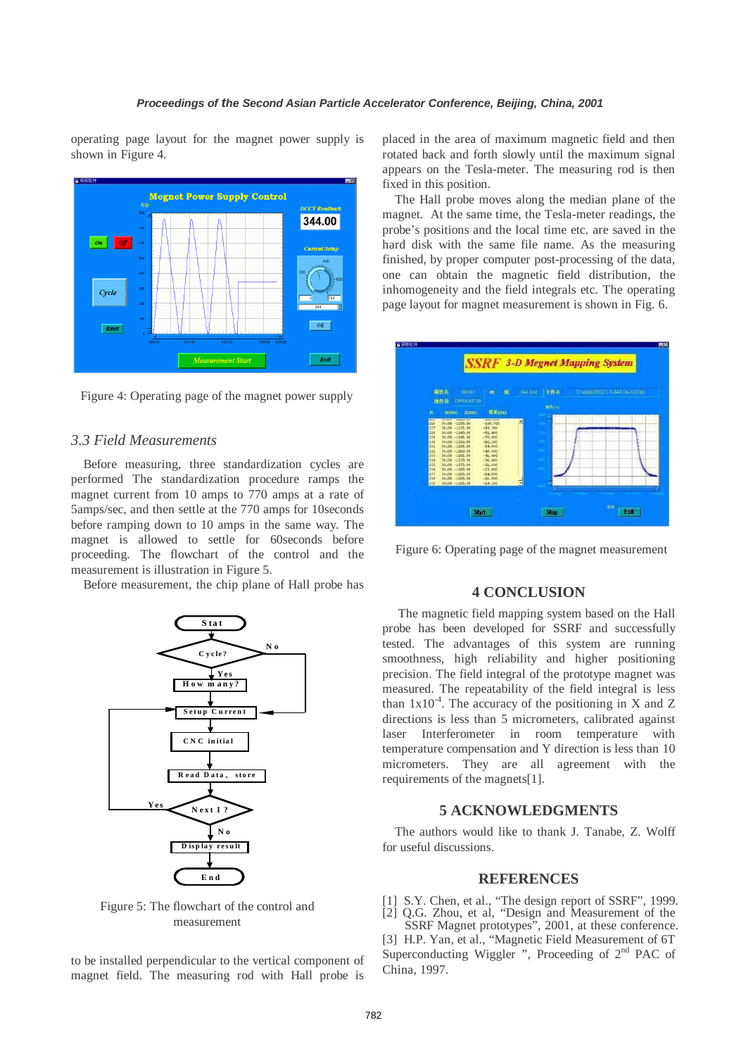operating page layout for the magnet power supply is shown in Figure 4.

Figure 4: Operating page of the magnet power supply

### 3.3 Field Measurements

Before measuring, three standardization cycles are performed The standardization procedure ramps the magnet current from 10 amps to 770 amps at a rate of 5amps/sec, and then settle at the 770 amps for 10seconds before ramping down to 10 amps in the same way. The magnet is allowed to settle for 60seconds before proceeding. The flowchart of the control and the measurement is illustration in Figure 5.

Before measurement, the chip plane of Hall probe has

Figure 5: The flowchart of the control and measurement

to be installed perpendicular to the vertical component of magnet field. The measuring rod with Hall probe is placed in the area of maximum magnetic field and then rotated back and forth slowly until the maximum signal appears on the Tesla-meter. The measuring rod is then fixed in this position.

The Hall probe moves along the median plane of the magnet. At the same time, the Tesla-meter readings, the probe's positions and the local time etc. are saved in the hard disk with the same file name. As the measuring finished, by proper computer post-processing of the data, one can obtain the magnetic field distribution, the inhomogeneity and the field integrals etc. The operating page layout for magnet measurement is shown in Fig. 6.

Figure 6: Operating page of the magnet measurement

## 4 CONCLUSION

The magnetic field mapping system based on the Hall probe has been developed for SSRF and successfully tested. The advantages of this system are running smoothness, high reliability and higher positioning precision. The field integral of the prototype magnet was measured. The repeatability of the field integral is less than $1\times10^{-4}$. The accuracy of the positioning in X and Z directions is less than 5 micrometers, calibrated against laser Interferometer in room temperature with temperature compensation and Y direction is less than 10 micrometers. They are all agreement with the requirements of the magnets[1].

## 5 ACKNOWLEDGMENTS

The authors would like to thank J. Tanabe, Z. Wolff for useful discussions.

## REFERENCES

[1] S.Y. Chen, et al., "The design report of SSRF", 1999.

[2] Q.G. Zhou, et al, "Design and Measurement of the SSRF Magnet prototypes", 2001, at these conference.

[3] H.P. Yan, et al., "Magnetic Field Measurement of 6T Superconducting Wiggler ", Proceeding of 2nd PAC of China, 1997.